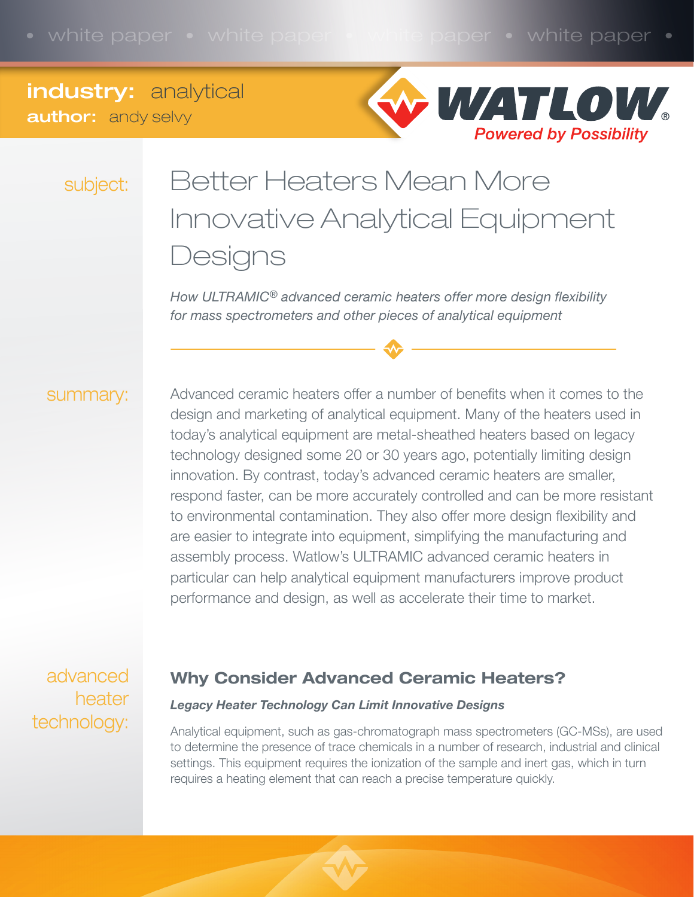**industry:** analytical
**author:** andy selvy

subject:

# Better Heaters Mean More Innovative Analytical Equipment Designs

*How ULTRAMIC® advanced ceramic heaters offer more design flexibility for mass spectrometers and other pieces of analytical equipment*

summary:

Advanced ceramic heaters offer a number of benefits when it comes to the design and marketing of analytical equipment. Many of the heaters used in today's analytical equipment are metal-sheathed heaters based on legacy technology designed some 20 or 30 years ago, potentially limiting design innovation. By contrast, today's advanced ceramic heaters are smaller, respond faster, can be more accurately controlled and can be more resistant to environmental contamination. They also offer more design flexibility and are easier to integrate into equipment, simplifying the manufacturing and assembly process. Watlow's ULTRAMIC advanced ceramic heaters in particular can help analytical equipment manufacturers improve product performance and design, as well as accelerate their time to market.

advanced heater technology:

## Why Consider Advanced Ceramic Heaters?

### *Legacy Heater Technology Can Limit Innovative Designs*

Analytical equipment, such as gas-chromatograph mass spectrometers (GC-MSs), are used to determine the presence of trace chemicals in a number of research, industrial and clinical settings. This equipment requires the ionization of the sample and inert gas, which in turn requires a heating element that can reach a precise temperature quickly.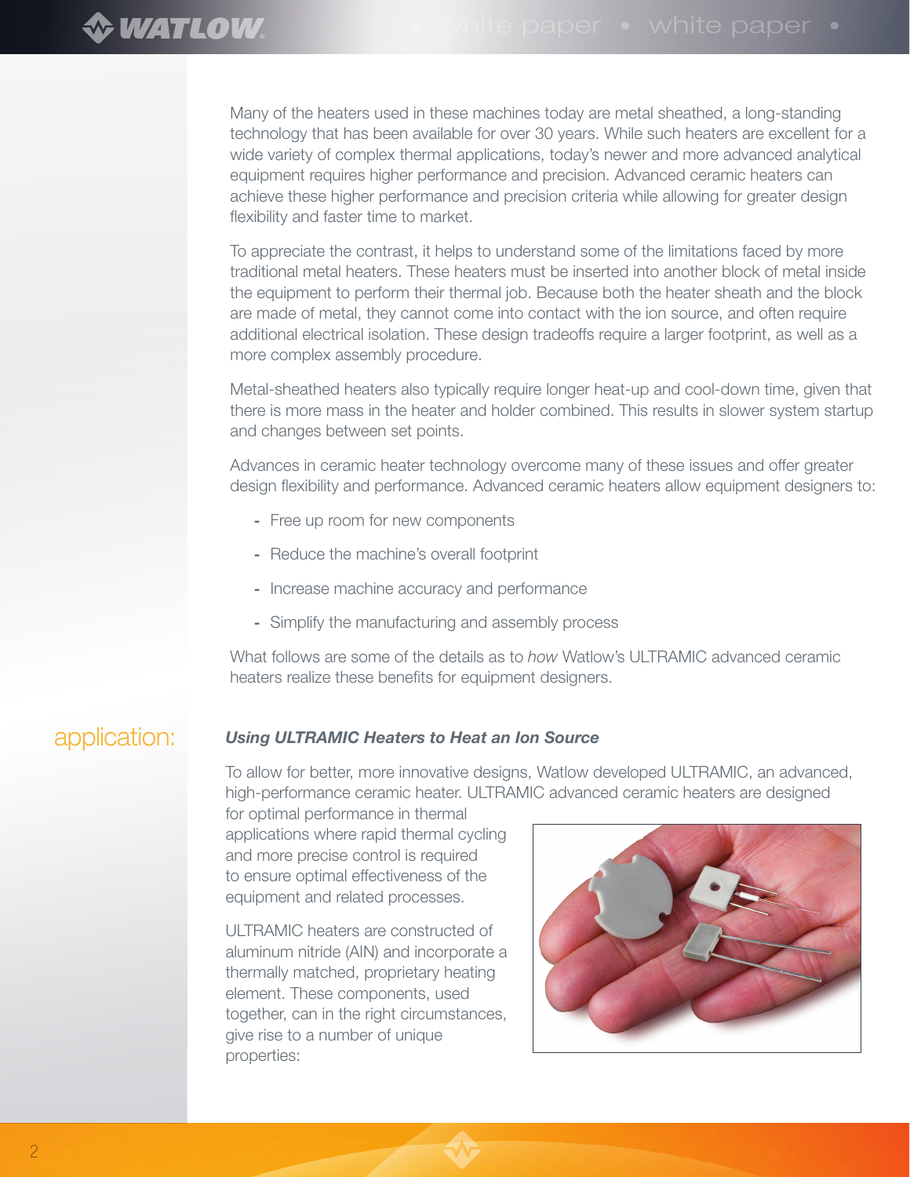Many of the heaters used in these machines today are metal sheathed, a long-standing technology that has been available for over 30 years. While such heaters are excellent for a wide variety of complex thermal applications, today's newer and more advanced analytical equipment requires higher performance and precision. Advanced ceramic heaters can achieve these higher performance and precision criteria while allowing for greater design flexibility and faster time to market.

To appreciate the contrast, it helps to understand some of the limitations faced by more traditional metal heaters. These heaters must be inserted into another block of metal inside the equipment to perform their thermal job. Because both the heater sheath and the block are made of metal, they cannot come into contact with the ion source, and often require additional electrical isolation. These design tradeoffs require a larger footprint, as well as a more complex assembly procedure.

Metal-sheathed heaters also typically require longer heat-up and cool-down time, given that there is more mass in the heater and holder combined. This results in slower system startup and changes between set points.

Advances in ceramic heater technology overcome many of these issues and offer greater design flexibility and performance. Advanced ceramic heaters allow equipment designers to:

- Free up room for new components
- Reduce the machine's overall footprint
- Increase machine accuracy and performance
- Simplify the manufacturing and assembly process

What follows are some of the details as to *how* Watlow's ULTRAMIC advanced ceramic heaters realize these benefits for equipment designers.

## application:

***Using ULTRAMIC Heaters to Heat an Ion Source***

To allow for better, more innovative designs, Watlow developed ULTRAMIC, an advanced, high-performance ceramic heater. ULTRAMIC advanced ceramic heaters are designed for optimal performance in thermal applications where rapid thermal cycling and more precise control is required to ensure optimal effectiveness of the equipment and related processes.

ULTRAMIC heaters are constructed of aluminum nitride (AlN) and incorporate a thermally matched, proprietary heating element. These components, used together, can in the right circumstances, give rise to a number of unique properties: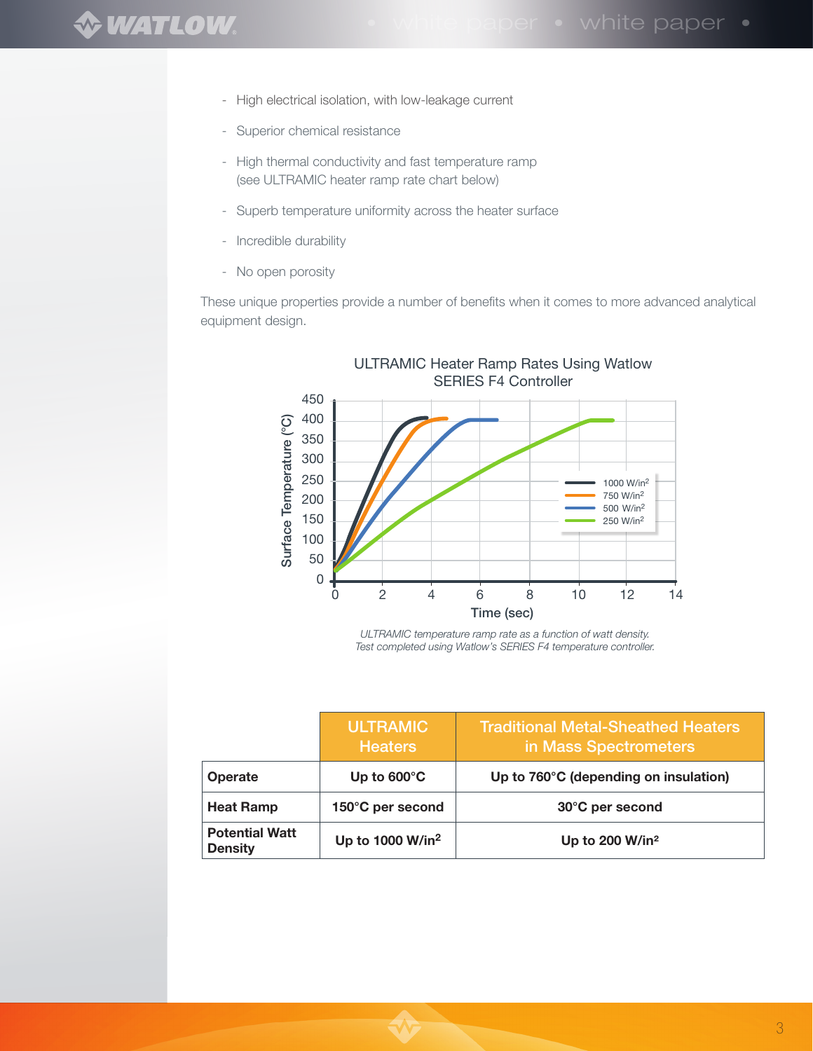- High electrical isolation, with low-leakage current
- Superior chemical resistance
- High thermal conductivity and fast temperature ramp (see ULTRAMIC heater ramp rate chart below)
- Superb temperature uniformity across the heater surface
- Incredible durability
- No open porosity

These unique properties provide a number of benefits when it comes to more advanced analytical equipment design.

ULTRAMIC Heater Ramp Rates Using Watlow SERIES F4 Controller

*ULTRAMIC temperature ramp rate as a function of watt density. Test completed using Watlow's SERIES F4 temperature controller.*

| | ULTRAMIC Heaters | Traditional Metal-Sheathed Heaters in Mass Spectrometers |
|---|---|---|
| **Operate** | **Up to 600°C** | **Up to 760°C (depending on insulation)** |
| **Heat Ramp** | **150°C per second** | **30°C per second** |
| **Potential Watt Density** | **Up to 1000 W/in$^2$** | **Up to 200 W/in$^2$** |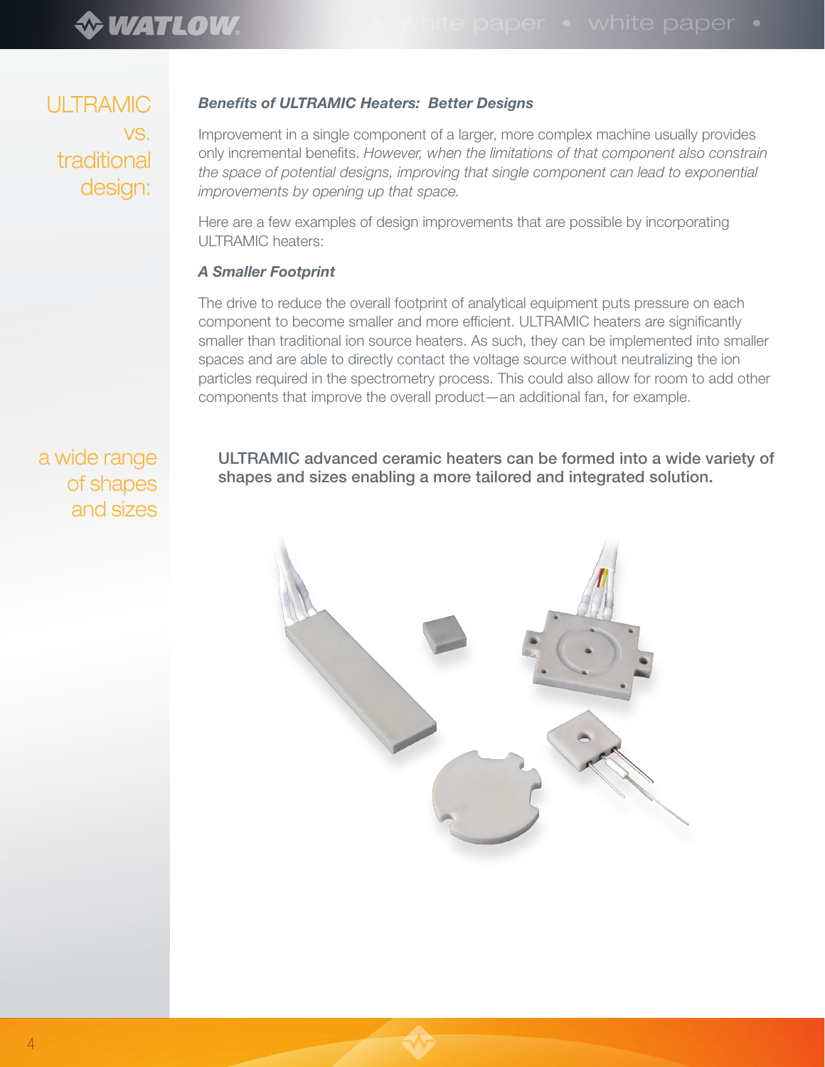ULTRAMIC vs. traditional design:

### *Benefits of ULTRAMIC Heaters: Better Designs*

Improvement in a single component of a larger, more complex machine usually provides only incremental benefits. *However, when the limitations of that component also constrain the space of potential designs, improving that single component can lead to exponential improvements by opening up that space.*

Here are a few examples of design improvements that are possible by incorporating ULTRAMIC heaters:

### *A Smaller Footprint*

The drive to reduce the overall footprint of analytical equipment puts pressure on each component to become smaller and more efficient. ULTRAMIC heaters are significantly smaller than traditional ion source heaters. As such, they can be implemented into smaller spaces and are able to directly contact the voltage source without neutralizing the ion particles required in the spectrometry process. This could also allow for room to add other components that improve the overall product—an additional fan, for example.

a wide range of shapes and sizes

**ULTRAMIC advanced ceramic heaters can be formed into a wide variety of shapes and sizes enabling a more tailored and integrated solution.**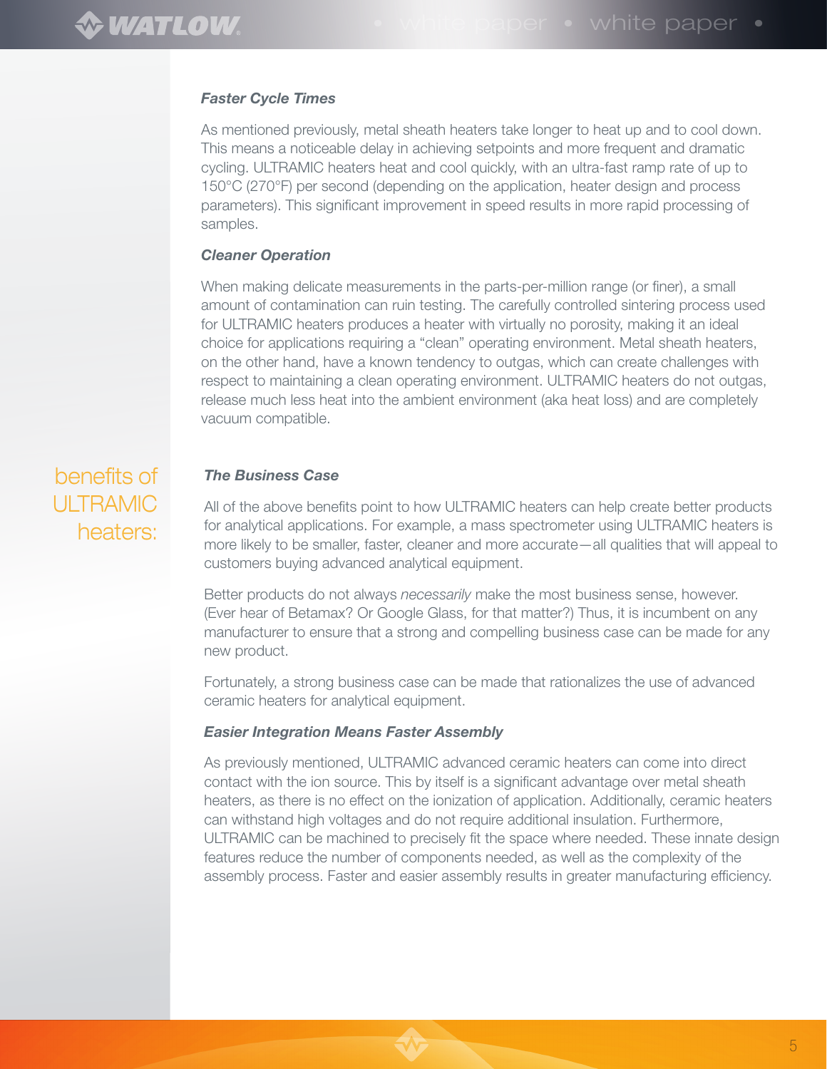### *Faster Cycle Times*

As mentioned previously, metal sheath heaters take longer to heat up and to cool down. This means a noticeable delay in achieving setpoints and more frequent and dramatic cycling. ULTRAMIC heaters heat and cool quickly, with an ultra-fast ramp rate of up to 150°C (270°F) per second (depending on the application, heater design and process parameters). This significant improvement in speed results in more rapid processing of samples.

### *Cleaner Operation*

When making delicate measurements in the parts-per-million range (or finer), a small amount of contamination can ruin testing. The carefully controlled sintering process used for ULTRAMIC heaters produces a heater with virtually no porosity, making it an ideal choice for applications requiring a "clean" operating environment. Metal sheath heaters, on the other hand, have a known tendency to outgas, which can create challenges with respect to maintaining a clean operating environment. ULTRAMIC heaters do not outgas, release much less heat into the ambient environment (aka heat loss) and are completely vacuum compatible.

## benefits of ULTRAMIC heaters:

### *The Business Case*

All of the above benefits point to how ULTRAMIC heaters can help create better products for analytical applications. For example, a mass spectrometer using ULTRAMIC heaters is more likely to be smaller, faster, cleaner and more accurate—all qualities that will appeal to customers buying advanced analytical equipment.

Better products do not always *necessarily* make the most business sense, however. (Ever hear of Betamax? Or Google Glass, for that matter?) Thus, it is incumbent on any manufacturer to ensure that a strong and compelling business case can be made for any new product.

Fortunately, a strong business case can be made that rationalizes the use of advanced ceramic heaters for analytical equipment.

### *Easier Integration Means Faster Assembly*

As previously mentioned, ULTRAMIC advanced ceramic heaters can come into direct contact with the ion source. This by itself is a significant advantage over metal sheath heaters, as there is no effect on the ionization of application. Additionally, ceramic heaters can withstand high voltages and do not require additional insulation. Furthermore, ULTRAMIC can be machined to precisely fit the space where needed. These innate design features reduce the number of components needed, as well as the complexity of the assembly process. Faster and easier assembly results in greater manufacturing efficiency.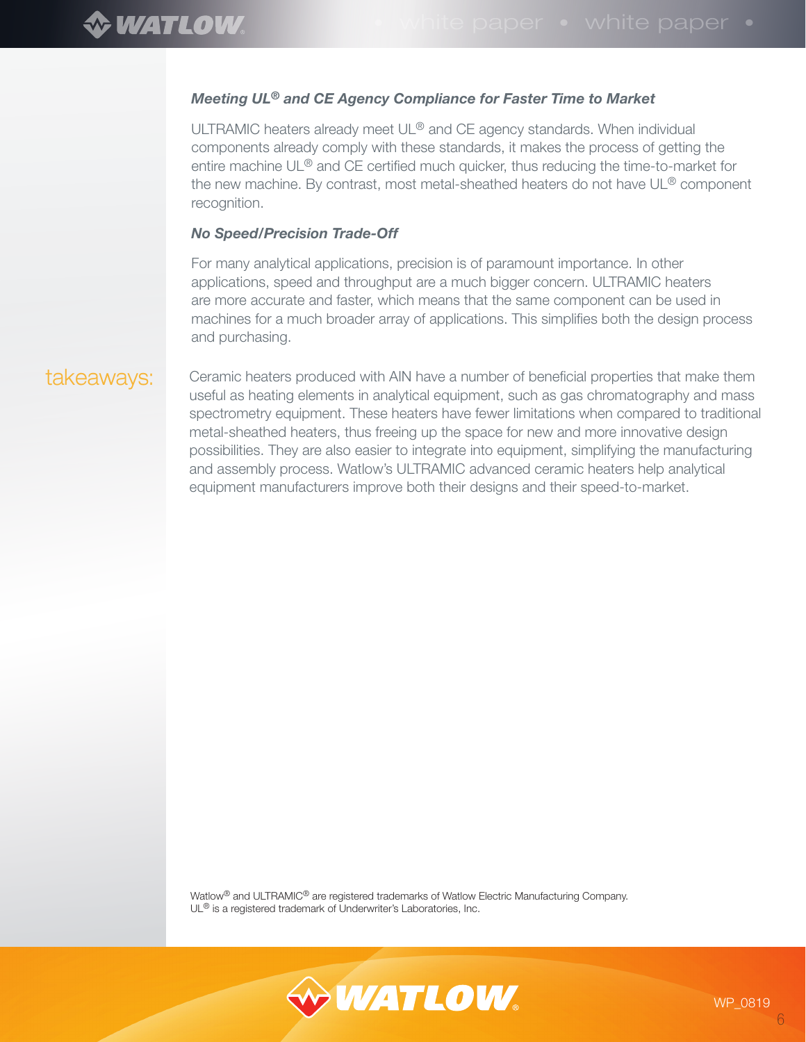### *Meeting UL® and CE Agency Compliance for Faster Time to Market*

ULTRAMIC heaters already meet UL® and CE agency standards. When individual components already comply with these standards, it makes the process of getting the entire machine UL® and CE certified much quicker, thus reducing the time-to-market for the new machine. By contrast, most metal-sheathed heaters do not have UL® component recognition.

### *No Speed/Precision Trade-Off*

For many analytical applications, precision is of paramount importance. In other applications, speed and throughput are a much bigger concern. ULTRAMIC heaters are more accurate and faster, which means that the same component can be used in machines for a much broader array of applications. This simplifies both the design process and purchasing.

## takeaways:

Ceramic heaters produced with AlN have a number of beneficial properties that make them useful as heating elements in analytical equipment, such as gas chromatography and mass spectrometry equipment. These heaters have fewer limitations when compared to traditional metal-sheathed heaters, thus freeing up the space for new and more innovative design possibilities. They are also easier to integrate into equipment, simplifying the manufacturing and assembly process. Watlow's ULTRAMIC advanced ceramic heaters help analytical equipment manufacturers improve both their designs and their speed-to-market.

Watlow® and ULTRAMIC® are registered trademarks of Watlow Electric Manufacturing Company.
UL® is a registered trademark of Underwriter's Laboratories, Inc.

WP_0819